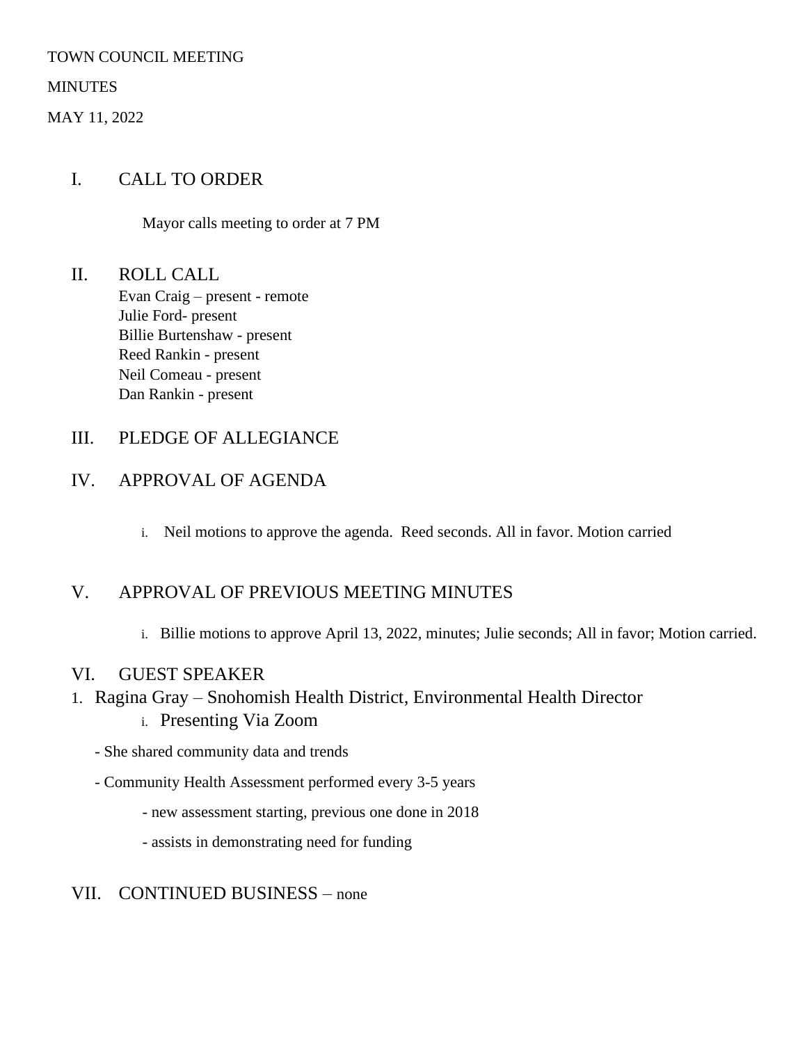TOWN COUNCIL MEETING

MINUTES

MAY 11, 2022

## I. CALL TO ORDER

Mayor calls meeting to order at 7 PM

## II. ROLL CALL

Evan Craig – present - remote
Julie Ford- present
Billie Burtenshaw - present
Reed Rankin - present
Neil Comeau - present
Dan Rankin - present

## III. PLEDGE OF ALLEGIANCE

## IV. APPROVAL OF AGENDA

i. Neil motions to approve the agenda. Reed seconds. All in favor. Motion carried

## V. APPROVAL OF PREVIOUS MEETING MINUTES

i. Billie motions to approve April 13, 2022, minutes; Julie seconds; All in favor; Motion carried.

## VI. GUEST SPEAKER

1. Ragina Gray – Snohomish Health District, Environmental Health Director
   i. Presenting Via Zoom

- She shared community data and trends
- Community Health Assessment performed every 3-5 years
  - new assessment starting, previous one done in 2018
  - assists in demonstrating need for funding

## VII. CONTINUED BUSINESS – none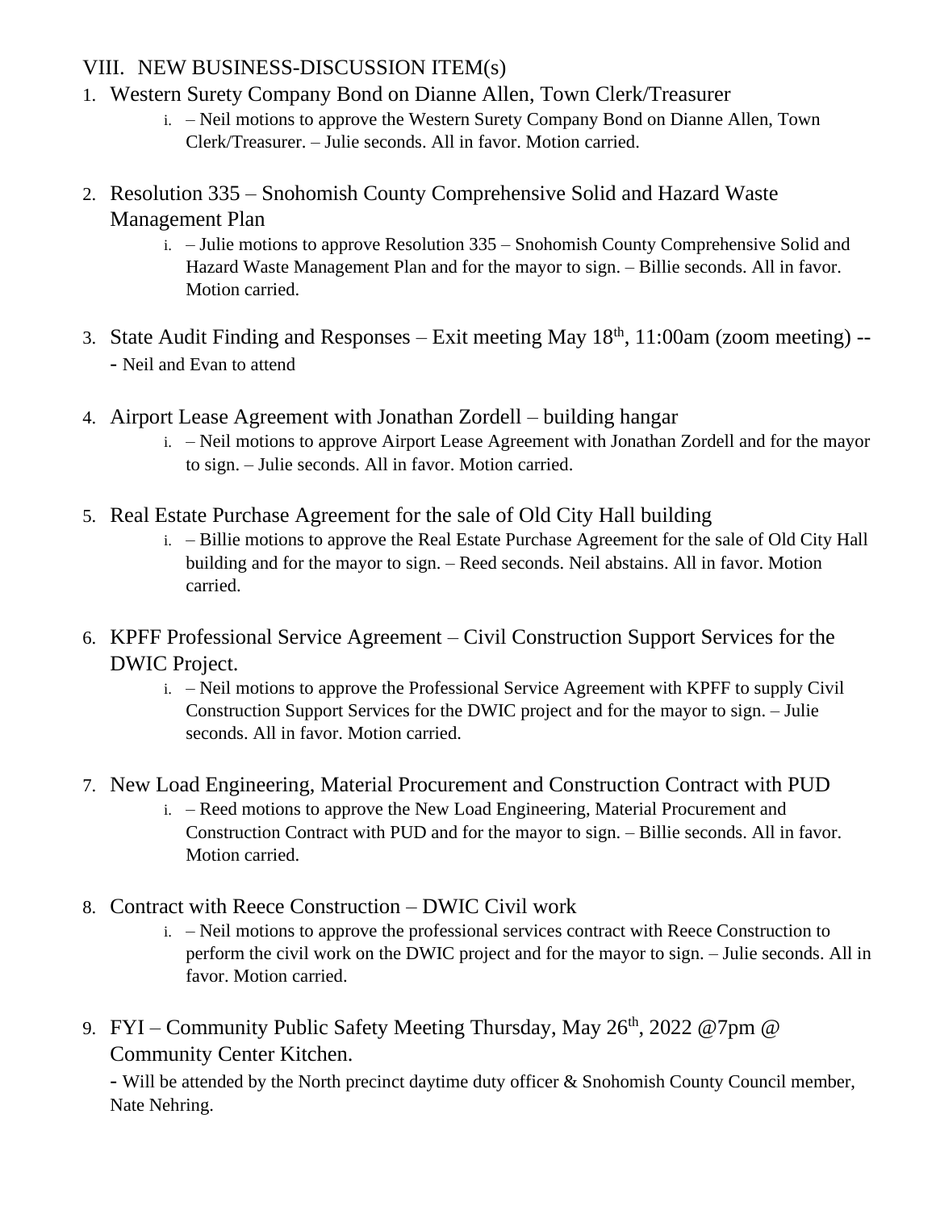## VIII. NEW BUSINESS-DISCUSSION ITEM(s)

1. Western Surety Company Bond on Dianne Allen, Town Clerk/Treasurer
    i. – Neil motions to approve the Western Surety Company Bond on Dianne Allen, Town Clerk/Treasurer. – Julie seconds. All in favor. Motion carried.

2. Resolution 335 – Snohomish County Comprehensive Solid and Hazard Waste Management Plan
    i. – Julie motions to approve Resolution 335 – Snohomish County Comprehensive Solid and Hazard Waste Management Plan and for the mayor to sign. – Billie seconds. All in favor. Motion carried.

3. State Audit Finding and Responses – Exit meeting May 18th, 11:00am (zoom meeting) --
    - Neil and Evan to attend

4. Airport Lease Agreement with Jonathan Zordell – building hangar
    i. – Neil motions to approve Airport Lease Agreement with Jonathan Zordell and for the mayor to sign. – Julie seconds. All in favor. Motion carried.

5. Real Estate Purchase Agreement for the sale of Old City Hall building
    i. – Billie motions to approve the Real Estate Purchase Agreement for the sale of Old City Hall building and for the mayor to sign. – Reed seconds. Neil abstains. All in favor. Motion carried.

6. KPFF Professional Service Agreement – Civil Construction Support Services for the DWIC Project.
    i. – Neil motions to approve the Professional Service Agreement with KPFF to supply Civil Construction Support Services for the DWIC project and for the mayor to sign. – Julie seconds. All in favor. Motion carried.

7. New Load Engineering, Material Procurement and Construction Contract with PUD
    i. – Reed motions to approve the New Load Engineering, Material Procurement and Construction Contract with PUD and for the mayor to sign. – Billie seconds. All in favor. Motion carried.

8. Contract with Reece Construction – DWIC Civil work
    i. – Neil motions to approve the professional services contract with Reece Construction to perform the civil work on the DWIC project and for the mayor to sign. – Julie seconds. All in favor. Motion carried.

9. FYI – Community Public Safety Meeting Thursday, May 26th, 2022 @7pm @ Community Center Kitchen.
    - Will be attended by the North precinct daytime duty officer & Snohomish County Council member, Nate Nehring.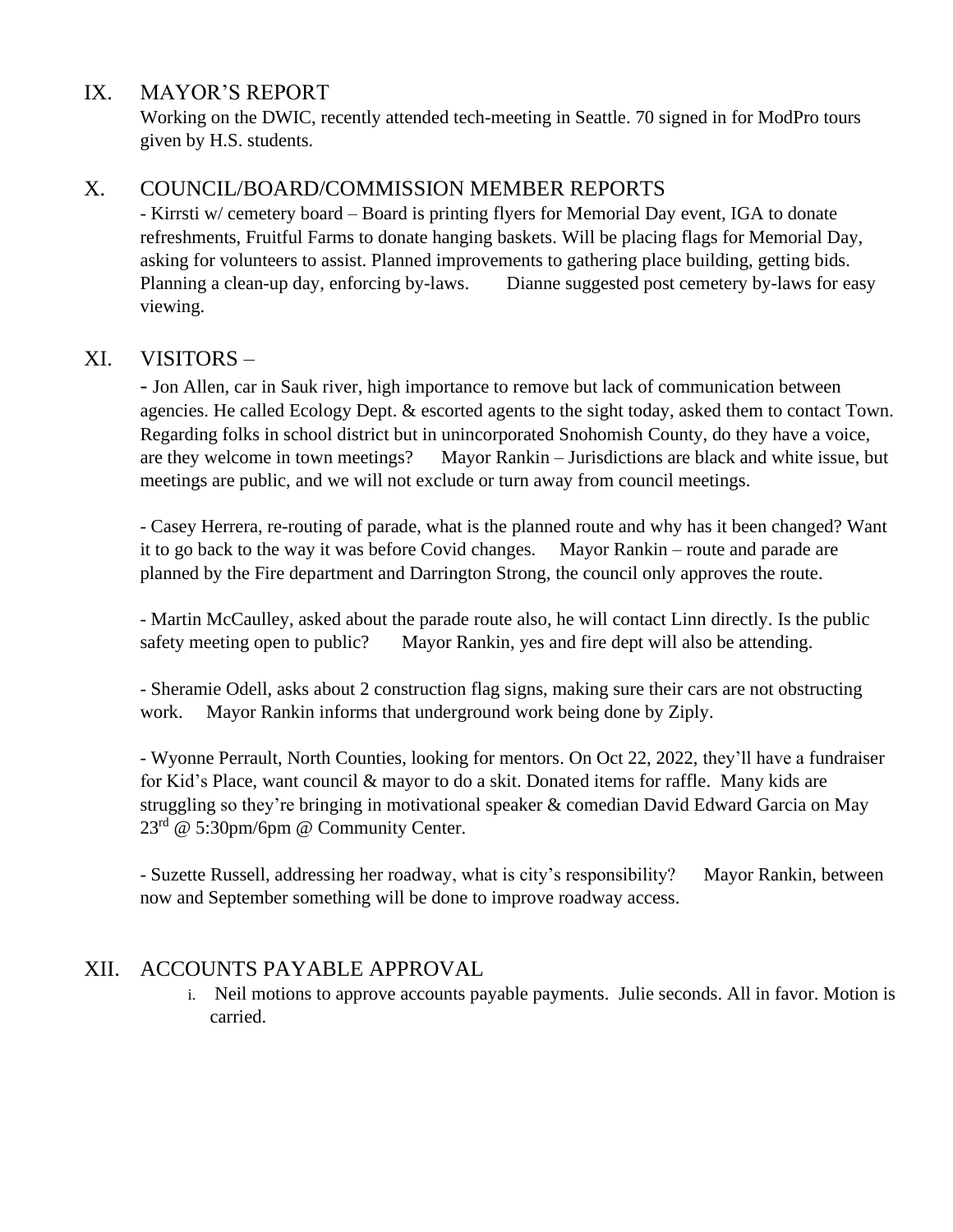## IX. MAYOR'S REPORT

Working on the DWIC, recently attended tech-meeting in Seattle. 70 signed in for ModPro tours given by H.S. students.

## X. COUNCIL/BOARD/COMMISSION MEMBER REPORTS

- Kirrsti w/ cemetery board – Board is printing flyers for Memorial Day event, IGA to donate refreshments, Fruitful Farms to donate hanging baskets. Will be placing flags for Memorial Day, asking for volunteers to assist. Planned improvements to gathering place building, getting bids. Planning a clean-up day, enforcing by-laws. Dianne suggested post cemetery by-laws for easy viewing.

## XI. VISITORS –

- Jon Allen, car in Sauk river, high importance to remove but lack of communication between agencies. He called Ecology Dept. & escorted agents to the sight today, asked them to contact Town. Regarding folks in school district but in unincorporated Snohomish County, do they have a voice, are they welcome in town meetings? Mayor Rankin – Jurisdictions are black and white issue, but meetings are public, and we will not exclude or turn away from council meetings.

- Casey Herrera, re-routing of parade, what is the planned route and why has it been changed? Want it to go back to the way it was before Covid changes. Mayor Rankin – route and parade are planned by the Fire department and Darrington Strong, the council only approves the route.

- Martin McCaulley, asked about the parade route also, he will contact Linn directly. Is the public safety meeting open to public? Mayor Rankin, yes and fire dept will also be attending.

- Sheramie Odell, asks about 2 construction flag signs, making sure their cars are not obstructing work. Mayor Rankin informs that underground work being done by Ziply.

- Wyonne Perrault, North Counties, looking for mentors. On Oct 22, 2022, they'll have a fundraiser for Kid's Place, want council & mayor to do a skit. Donated items for raffle. Many kids are struggling so they're bringing in motivational speaker & comedian David Edward Garcia on May 23rd @ 5:30pm/6pm @ Community Center.

- Suzette Russell, addressing her roadway, what is city's responsibility? Mayor Rankin, between now and September something will be done to improve roadway access.

## XII. ACCOUNTS PAYABLE APPROVAL

i. Neil motions to approve accounts payable payments. Julie seconds. All in favor. Motion is carried.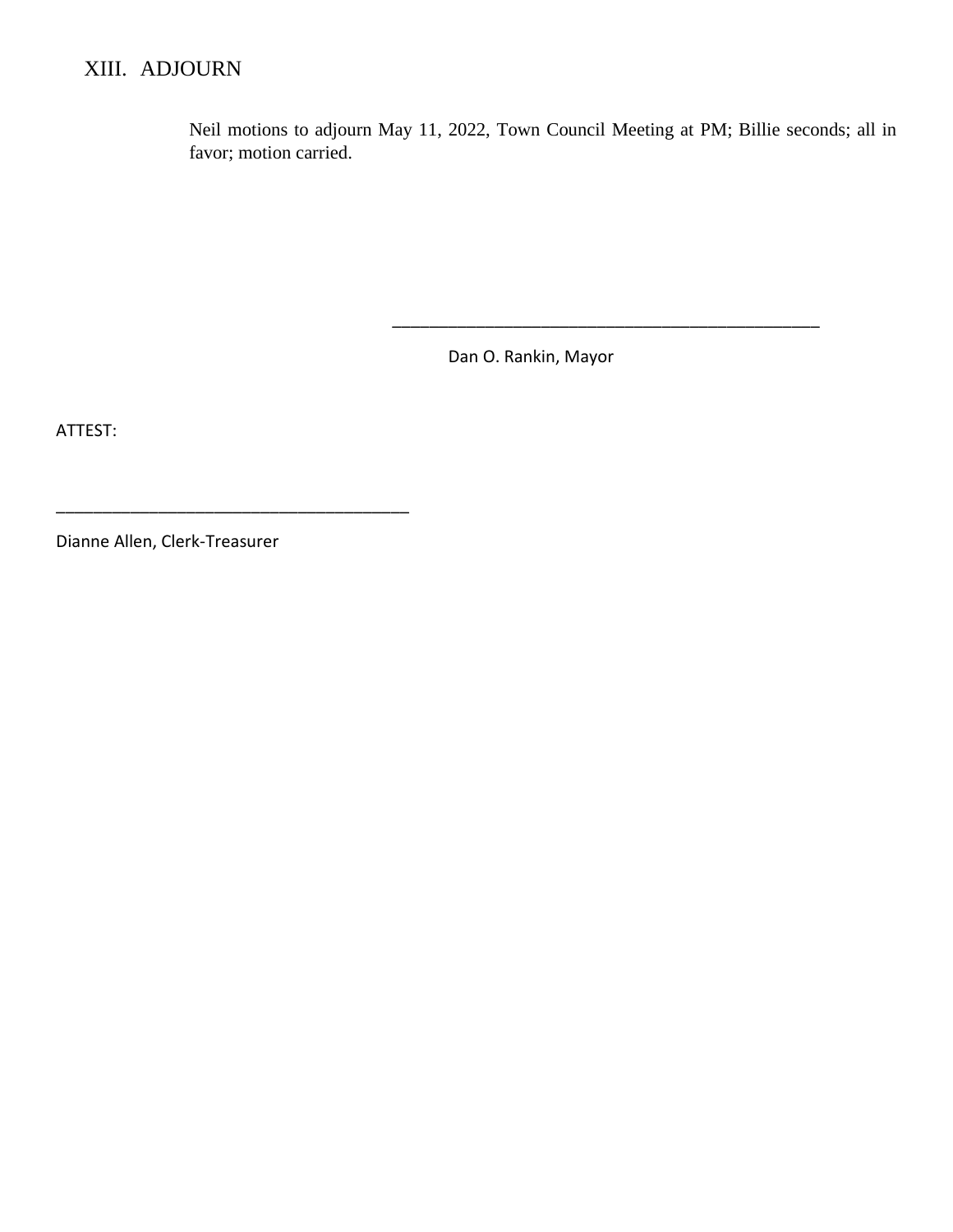## XIII. ADJOURN

Neil motions to adjourn May 11, 2022, Town Council Meeting at PM; Billie seconds; all in favor; motion carried.

\_\_\_\_\_\_\_\_\_\_\_\_\_\_\_\_\_\_\_\_\_\_\_\_\_\_\_\_\_\_\_\_\_\_\_\_\_\_\_\_\_\_\_\_\_\_

Dan O. Rankin, Mayor

ATTEST:

\_\_\_\_\_\_\_\_\_\_\_\_\_\_\_\_\_\_\_\_\_\_\_\_\_\_\_\_\_\_\_\_\_\_\_\_\_\_\_

Dianne Allen, Clerk-Treasurer